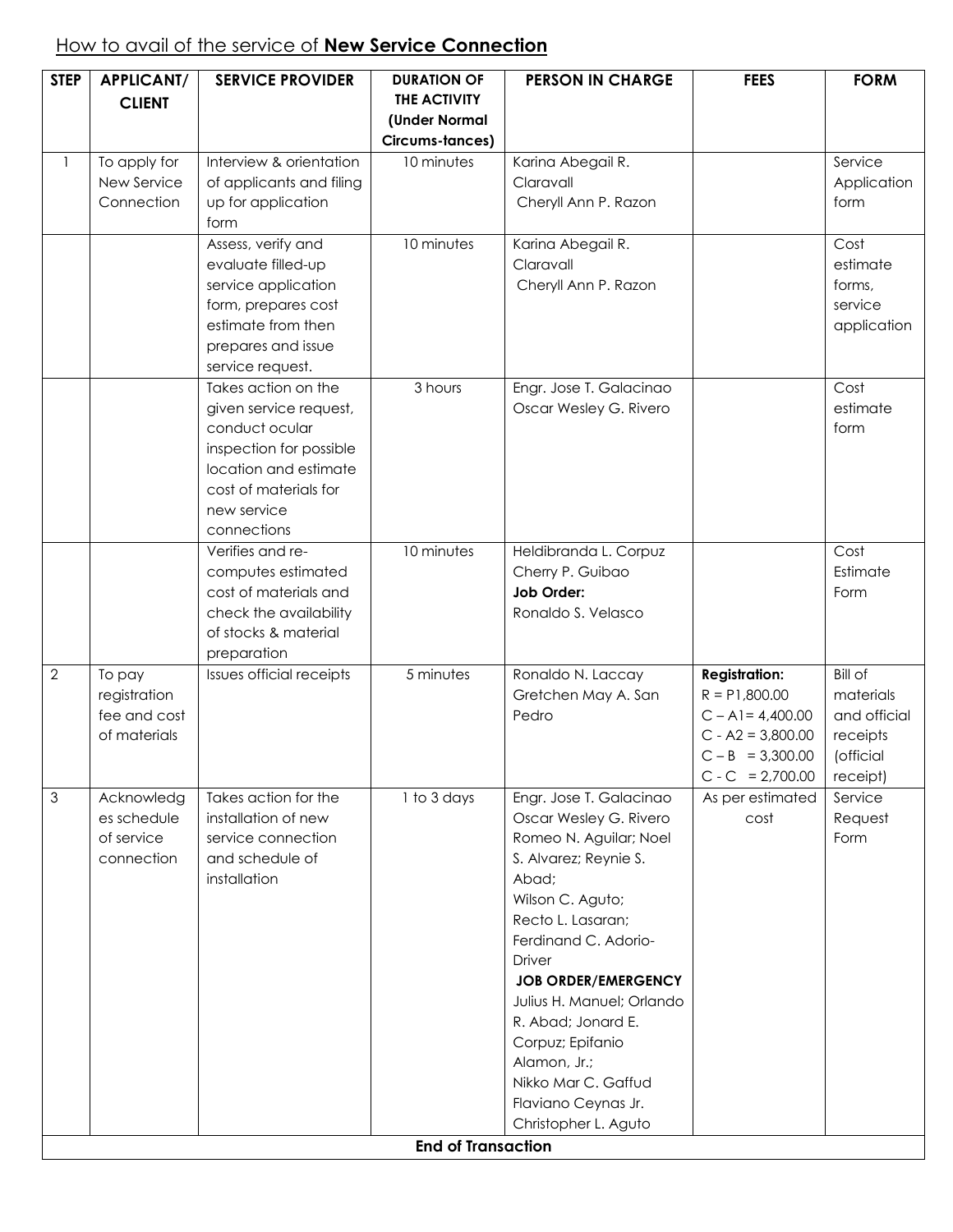How to avail of the service of **New Service Connection**

| STEP | APPLICANT/ CLIENT | SERVICE PROVIDER | DURATION OF THE ACTIVITY (Under Normal Circums-tances) | PERSON IN CHARGE | FEES | FORM |
|---|---|---|---|---|---|---|
| 1 | To apply for New Service Connection | Interview & orientation of applicants and filing up for application form | 10 minutes | Karina Abegail R. Claravall<br>Cheryll Ann P. Razon | | Service Application form |
| | | Assess, verify and evaluate filled-up service application form, prepares cost estimate from then prepares and issue service request. | 10 minutes | Karina Abegail R. Claravall<br>Cheryll Ann P. Razon | | Cost estimate forms, service application |
| | | Takes action on the given service request, conduct ocular inspection for possible location and estimate cost of materials for new service connections | 3 hours | Engr. Jose T. Galacinao<br>Oscar Wesley G. Rivero | | Cost estimate form |
| | | Verifies and re-computes estimated cost of materials and check the availability of stocks & material preparation | 10 minutes | Heldibranda L. Corpuz<br>Cherry P. Guibao<br>**Job Order:**<br>Ronaldo S. Velasco | | Cost Estimate Form |
| 2 | To pay registration fee and cost of materials | Issues official receipts | 5 minutes | Ronaldo N. Laccay<br>Gretchen May A. San Pedro | **Registration:**<br>R = P1,800.00<br>C – A1= 4,400.00<br>C - A2 = 3,800.00<br>C – B = 3,300.00<br>C - C = 2,700.00 | Bill of materials and official receipts (official receipt) |
| 3 | Acknowledges schedule of service connection | Takes action for the installation of new service connection and schedule of installation | 1 to 3 days | Engr. Jose T. Galacinao<br>Oscar Wesley G. Rivero<br>Romeo N. Aguilar; Noel S. Alvarez; Reynie S. Abad;<br>Wilson C. Aguto;<br>Recto L. Lasaran;<br>Ferdinand C. Adorio-Driver<br>**JOB ORDER/EMERGENCY**<br>Julius H. Manuel; Orlando R. Abad; Jonard E. Corpuz; Epifanio Alamon, Jr.;<br>Nikko Mar C. Gaffud<br>Flaviano Ceynas Jr.<br>Christopher L. Aguto | As per estimated cost | Service Request Form |
| **End of Transaction** | | | | | | |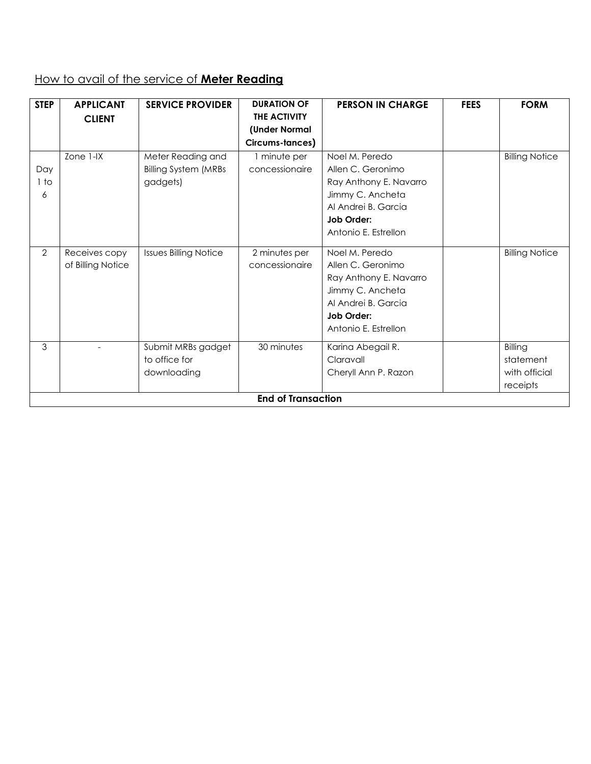How to avail of the service of **Meter Reading**

| STEP | APPLICANT CLIENT | SERVICE PROVIDER | DURATION OF THE ACTIVITY (Under Normal Circums-tances) | PERSON IN CHARGE | FEES | FORM |
|---|---|---|---|---|---|---|
| Day 1 to 6 | Zone 1-IX | Meter Reading and Billing System (MRBs gadgets) | 1 minute per concessionaire | Noel M. Peredo<br>Allen C. Geronimo<br>Ray Anthony E. Navarro<br>Jimmy C. Ancheta<br>Al Andrei B. Garcia<br>**Job Order:**<br>Antonio E. Estrellon | | Billing Notice |
| 2 | Receives copy of Billing Notice | Issues Billing Notice | 2 minutes per concessionaire | Noel M. Peredo<br>Allen C. Geronimo<br>Ray Anthony E. Navarro<br>Jimmy C. Ancheta<br>Al Andrei B. Garcia<br>**Job Order:**<br>Antonio E. Estrellon | | Billing Notice |
| 3 | - | Submit MRBs gadget to office for downloading | 30 minutes | Karina Abegail R. Claravall<br>Cheryll Ann P. Razon | | Billing statement with official receipts |
| **End of Transaction** | | | | | | |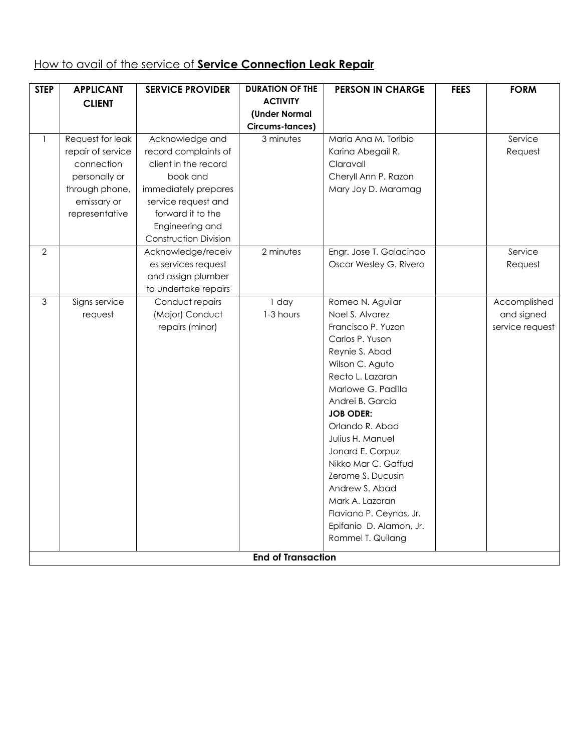How to avail of the service of **Service Connection Leak Repair**

| STEP | APPLICANT CLIENT | SERVICE PROVIDER | DURATION OF THE ACTIVITY (Under Normal Circums-tances) | PERSON IN CHARGE | FEES | FORM |
|---|---|---|---|---|---|---|
| 1 | Request for leak repair of service connection personally or through phone, emissary or representative | Acknowledge and record complaints of client in the record book and immediately prepares service request and forward it to the Engineering and Construction Division | 3 minutes | Maria Ana M. Toribio<br>Karina Abegail R. Claravall<br>Cheryll Ann P. Razon<br>Mary Joy D. Maramag | | Service Request |
| 2 | | Acknowledge/receives services request and assign plumber to undertake repairs | 2 minutes | Engr. Jose T. Galacinao<br>Oscar Wesley G. Rivero | | Service Request |
| 3 | Signs service request | Conduct repairs (Major) Conduct repairs (minor) | 1 day<br>1-3 hours | Romeo N. Aguilar<br>Noel S. Alvarez<br>Francisco P. Yuzon<br>Carlos P. Yuson<br>Reynie S. Abad<br>Wilson C. Aguto<br>Recto L. Lazaran<br>Marlowe G. Padilla<br>Andrei B. Garcia<br>**JOB ODER:**<br>Orlando R. Abad<br>Julius H. Manuel<br>Jonard E. Corpuz<br>Nikko Mar C. Gaffud<br>Zerome S. Ducusin<br>Andrew S. Abad<br>Mark A. Lazaran<br>Flaviano P. Ceynas, Jr.<br>Epifanio D. Alamon, Jr.<br>Rommel T. Quilang | | Accomplished and signed service request |
| **End of Transaction** | | | | | | |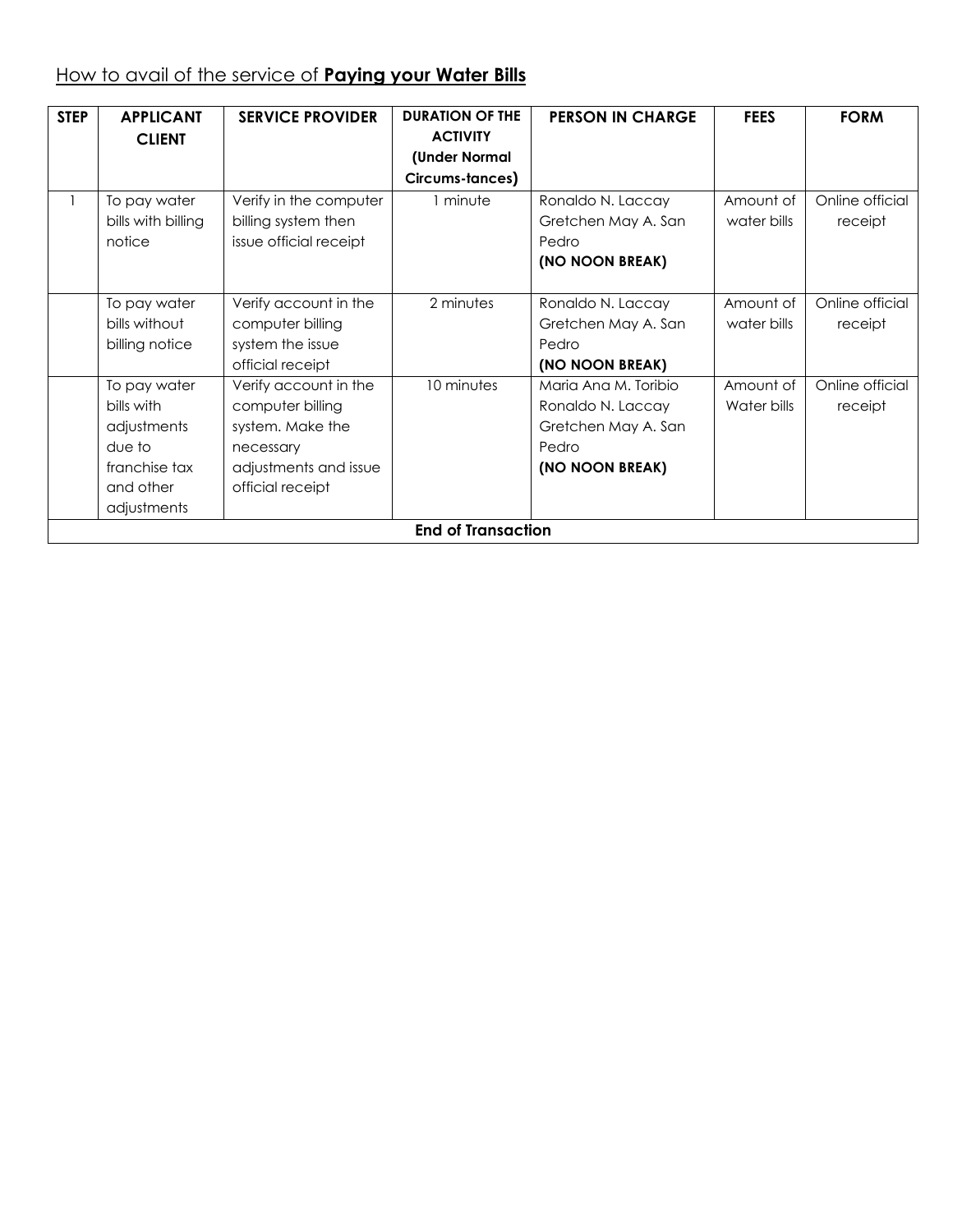How to avail of the service of **Paying your Water Bills**

| STEP | APPLICANT CLIENT | SERVICE PROVIDER | DURATION OF THE ACTIVITY (Under Normal Circums-tances) | PERSON IN CHARGE | FEES | FORM |
|---|---|---|---|---|---|---|
| 1 | To pay water bills with billing notice | Verify in the computer billing system then issue official receipt | 1 minute | Ronaldo N. Laccay Gretchen May A. San Pedro **(NO NOON BREAK)** | Amount of water bills | Online official receipt |
| | To pay water bills without billing notice | Verify account in the computer billing system the issue official receipt | 2 minutes | Ronaldo N. Laccay Gretchen May A. San Pedro **(NO NOON BREAK)** | Amount of water bills | Online official receipt |
| | To pay water bills with adjustments due to franchise tax and other adjustments | Verify account in the computer billing system. Make the necessary adjustments and issue official receipt | 10 minutes | Maria Ana M. Toribio Ronaldo N. Laccay Gretchen May A. San Pedro **(NO NOON BREAK)** | Amount of Water bills | Online official receipt |
| **End of Transaction** | | | | | | |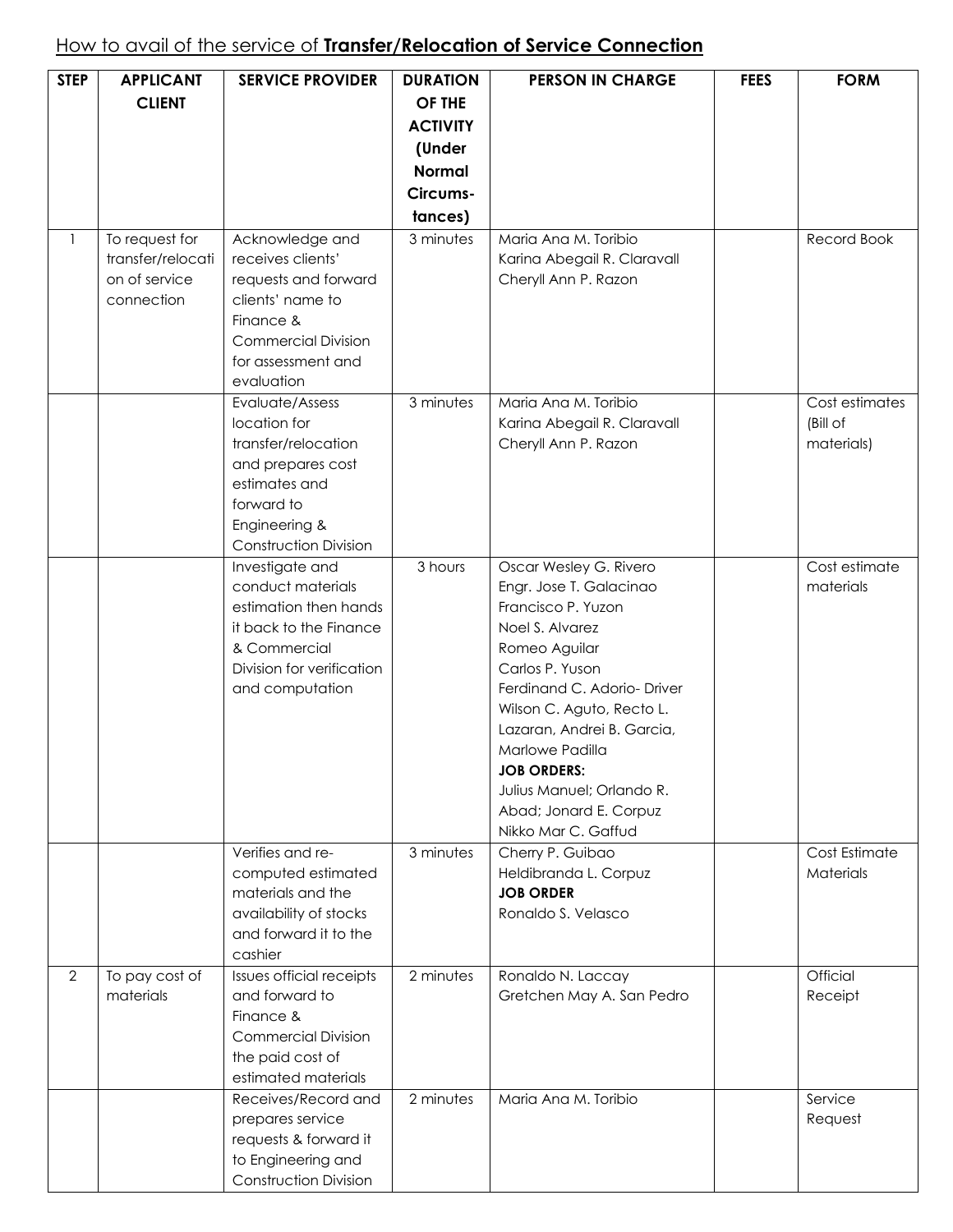How to avail of the service of **Transfer/Relocation of Service Connection**

| STEP | APPLICANT CLIENT | SERVICE PROVIDER | DURATION OF THE ACTIVITY (Under Normal Circums-tances) | PERSON IN CHARGE | FEES | FORM |
|---|---|---|---|---|---|---|
| 1 | To request for transfer/relocation of service connection | Acknowledge and receives clients' requests and forward clients' name to Finance & Commercial Division for assessment and evaluation | 3 minutes | Maria Ana M. Toribio<br>Karina Abegail R. Claravall<br>Cheryll Ann P. Razon | | Record Book |
| | | Evaluate/Assess location for transfer/relocation and prepares cost estimates and forward to Engineering & Construction Division | 3 minutes | Maria Ana M. Toribio<br>Karina Abegail R. Claravall<br>Cheryll Ann P. Razon | | Cost estimates (Bill of materials) |
| | | Investigate and conduct materials estimation then hands it back to the Finance & Commercial Division for verification and computation | 3 hours | Oscar Wesley G. Rivero<br>Engr. Jose T. Galacinao<br>Francisco P. Yuzon<br>Noel S. Alvarez<br>Romeo Aguilar<br>Carlos P. Yuson<br>Ferdinand C. Adorio- Driver<br>Wilson C. Aguto, Recto L. Lazaran, Andrei B. Garcia, Marlowe Padilla<br>**JOB ORDERS:**<br>Julius Manuel; Orlando R. Abad; Jonard E. Corpuz<br>Nikko Mar C. Gaffud | | Cost estimate materials |
| | | Verifies and re-computed estimated materials and the availability of stocks and forward it to the cashier | 3 minutes | Cherry P. Guibao<br>Heldibranda L. Corpuz<br>**JOB ORDER**<br>Ronaldo S. Velasco | | Cost Estimate Materials |
| 2 | To pay cost of materials | Issues official receipts and forward to Finance & Commercial Division the paid cost of estimated materials | 2 minutes | Ronaldo N. Laccay<br>Gretchen May A. San Pedro | | Official Receipt |
| | | Receives/Record and prepares service requests & forward it to Engineering and Construction Division | 2 minutes | Maria Ana M. Toribio | | Service Request |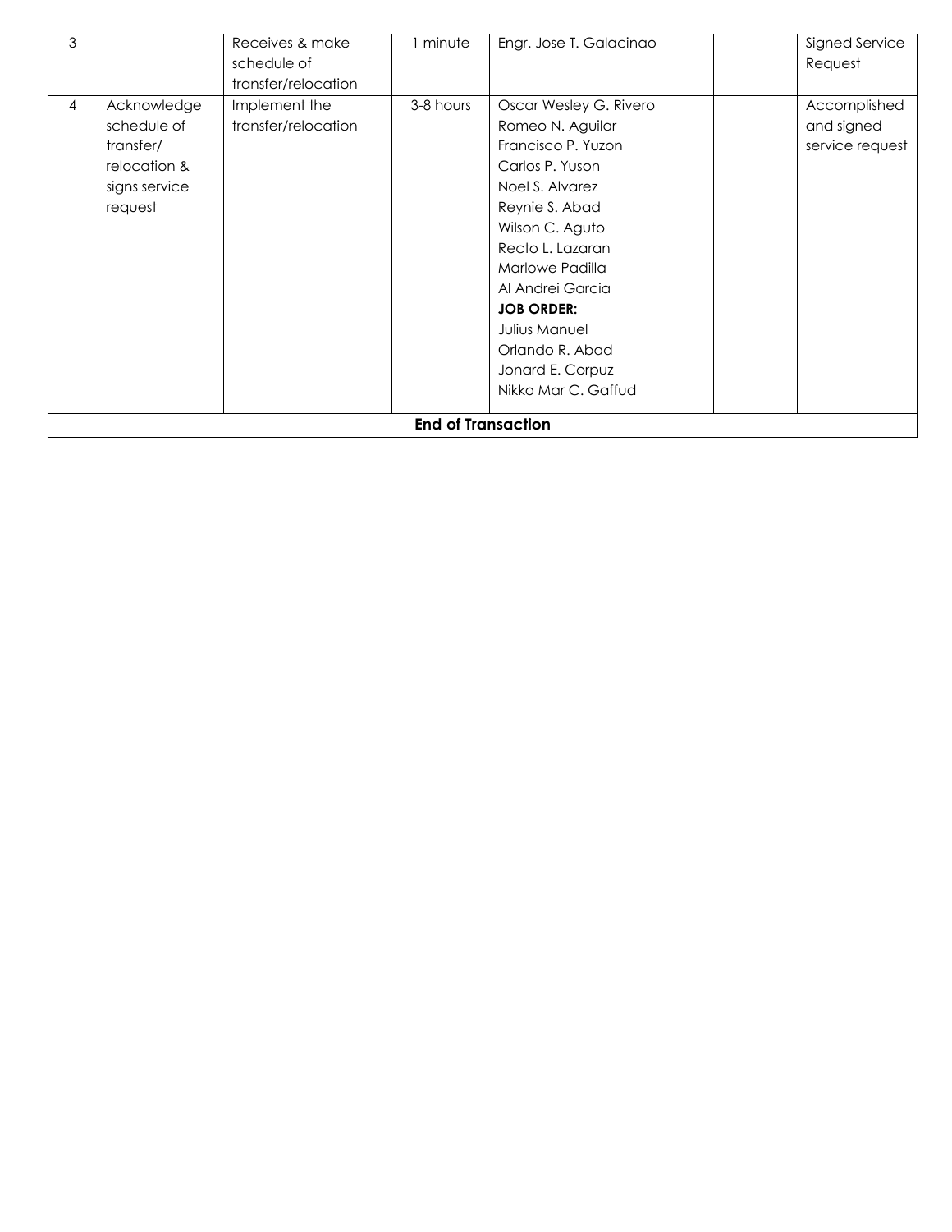| 3 | | Receives & make schedule of transfer/relocation | 1 minute | Engr. Jose T. Galacinao | | Signed Service Request |
|---|---|---|---|---|---|---|
| 4 | Acknowledge schedule of transfer/ relocation & signs service request | Implement the transfer/relocation | 3-8 hours | Oscar Wesley G. Rivero<br>Romeo N. Aguilar<br>Francisco P. Yuzon<br>Carlos P. Yuson<br>Noel S. Alvarez<br>Reynie S. Abad<br>Wilson C. Aguto<br>Recto L. Lazaran<br>Marlowe Padilla<br>Al Andrei Garcia<br>**JOB ORDER:**<br>Julius Manuel<br>Orlando R. Abad<br>Jonard E. Corpuz<br>Nikko Mar C. Gaffud | | Accomplished and signed service request |
| **End of Transaction** | | | | | | |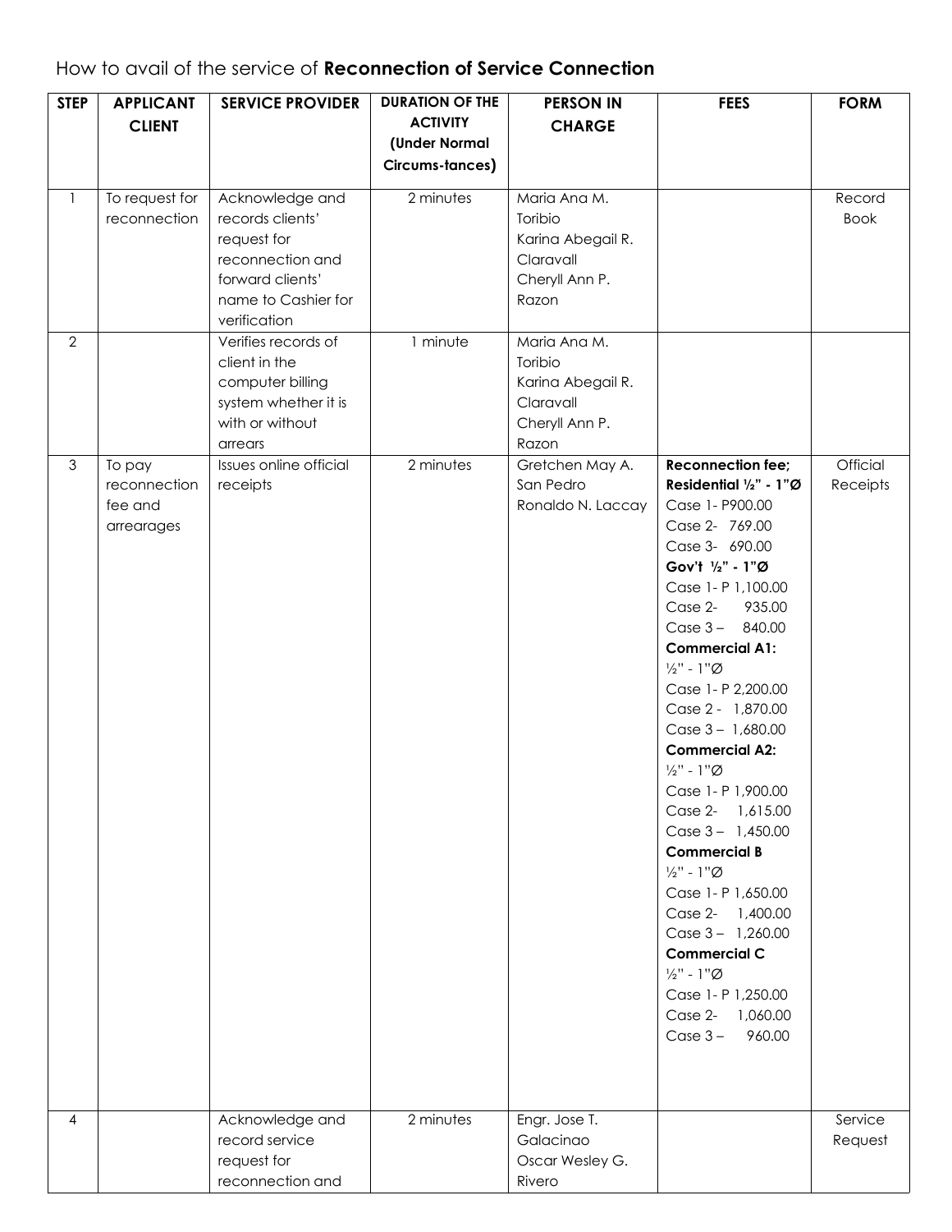How to avail of the service of **Reconnection of Service Connection**

| STEP | APPLICANT CLIENT | SERVICE PROVIDER | DURATION OF THE ACTIVITY (Under Normal Circums-tances) | PERSON IN CHARGE | FEES | FORM |
|---|---|---|---|---|---|---|
| 1 | To request for reconnection | Acknowledge and records clients' request for reconnection and forward clients' name to Cashier for verification | 2 minutes | Maria Ana M. Toribio<br>Karina Abegail R. Claravall<br>Cheryll Ann P. Razon | | Record Book |
| 2 | | Verifies records of client in the computer billing system whether it is with or without arrears | 1 minute | Maria Ana M. Toribio<br>Karina Abegail R. Claravall<br>Cheryll Ann P. Razon | | |
| 3 | To pay reconnection fee and arrearages | Issues online official receipts | 2 minutes | Gretchen May A. San Pedro<br>Ronaldo N. Laccay | **Reconnection fee; Residential ½" - 1"Ø**<br>Case 1- P900.00<br>Case 2- 769.00<br>Case 3- 690.00<br>**Gov't ½" - 1"Ø**<br>Case 1- P 1,100.00<br>Case 2- 935.00<br>Case 3 – 840.00<br>**Commercial A1:**<br>½" - 1"Ø<br>Case 1- P 2,200.00<br>Case 2 - 1,870.00<br>Case 3 – 1,680.00<br>**Commercial A2:**<br>½" - 1"Ø<br>Case 1- P 1,900.00<br>Case 2- 1,615.00<br>Case 3 – 1,450.00<br>**Commercial B**<br>½" - 1"Ø<br>Case 1- P 1,650.00<br>Case 2- 1,400.00<br>Case 3 – 1,260.00<br>**Commercial C**<br>½" - 1"Ø<br>Case 1- P 1,250.00<br>Case 2- 1,060.00<br>Case 3 – 960.00 | Official Receipts |
| 4 | | Acknowledge and record service request for reconnection and | 2 minutes | Engr. Jose T. Galacinao<br>Oscar Wesley G. Rivero | | Service Request |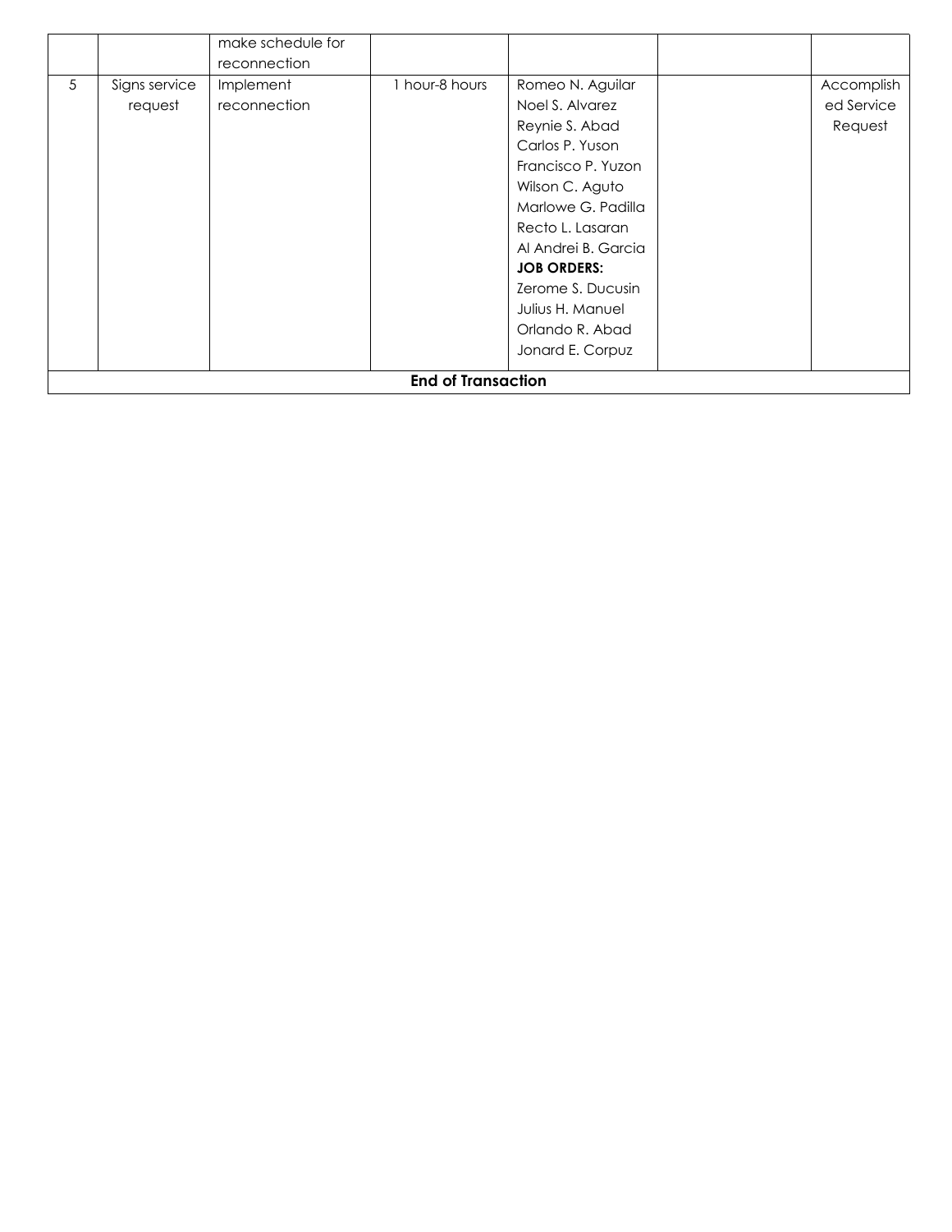| | | | | | | |
|---|---|---|---|---|---|---|
| | | make schedule for reconnection | | | | |
| 5 | Signs service request | Implement reconnection | 1 hour-8 hours | Romeo N. Aguilar<br>Noel S. Alvarez<br>Reynie S. Abad<br>Carlos P. Yuson<br>Francisco P. Yuzon<br>Wilson C. Aguto<br>Marlowe G. Padilla<br>Recto L. Lasaran<br>Al Andrei B. Garcia<br>**JOB ORDERS:**<br>Zerome S. Ducusin<br>Julius H. Manuel<br>Orlando R. Abad<br>Jonard E. Corpuz | | Accomplished Service Request |
| **End of Transaction** | | | | | | |